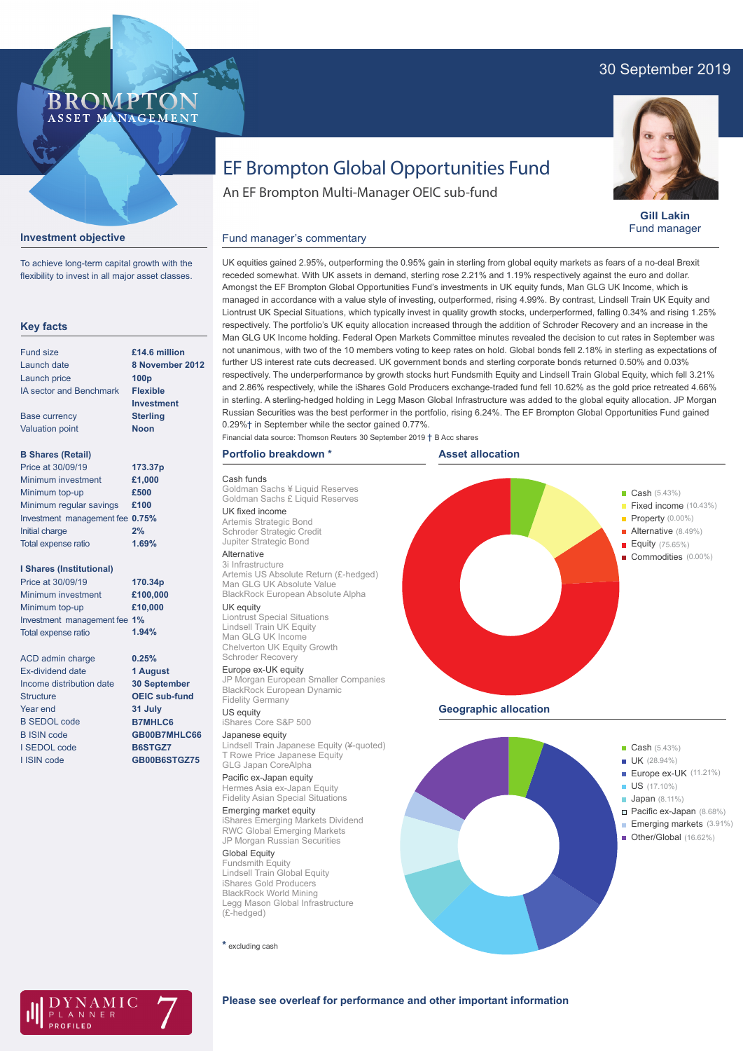30 September 2019

BROMPTON ASSET MANAGEMENT

# EF Brompton Global Opportunities Fund

An EF Brompton Multi-Manager OEIC sub-fund

**Gill Lakin**
Fund manager

## Investment objective

To achieve long-term capital growth with the flexibility to invest in all major asset classes.

## Key facts

| | |
|---|---|
| Fund size | £14.6 million |
| Launch date | 8 November 2012 |
| Launch price | 100p |
| IA sector and Benchmark | Flexible Investment |
| Base currency | Sterling |
| Valuation point | Noon |

**B Shares (Retail)**

| | |
|---|---|
| Price at 30/09/19 | 173.37p |
| Minimum investment | £1,000 |
| Minimum top-up | £500 |
| Minimum regular savings | £100 |
| Investment management fee | 0.75% |
| Initial charge | 2% |
| Total expense ratio | 1.69% |

**I Shares (Institutional)**

| | |
|---|---|
| Price at 30/09/19 | 170.34p |
| Minimum investment | £100,000 |
| Minimum top-up | £10,000 |
| Investment management fee | 1% |
| Total expense ratio | 1.94% |

| | |
|---|---|
| ACD admin charge | 0.25% |
| Ex-dividend date | 1 August |
| Income distribution date | 30 September |
| Structure | OEIC sub-fund |
| Year end | 31 July |
| B SEDOL code | B7MHLC6 |
| B ISIN code | GB00B7MHLC66 |
| I SEDOL code | B6STGZ7 |
| I ISIN code | GB00B6STGZ75 |

## Fund manager's commentary

UK equities gained 2.95%, outperforming the 0.95% gain in sterling from global equity markets as fears of a no-deal Brexit receded somewhat. With UK assets in demand, sterling rose 2.21% and 1.19% respectively against the euro and dollar. Amongst the EF Brompton Global Opportunities Fund's investments in UK equity funds, Man GLG UK Income, which is managed in accordance with a value style of investing, outperformed, rising 4.99%. By contrast, Lindsell Train UK Equity and Liontrust UK Special Situations, which typically invest in quality growth stocks, underperformed, falling 0.34% and rising 1.25% respectively. The portfolio's UK equity allocation increased through the addition of Schroder Recovery and an increase in the Man GLG UK Income holding. Federal Open Markets Committee minutes revealed the decision to cut rates in September was not unanimous, with two of the 10 members voting to keep rates on hold. Global bonds fell 2.18% in sterling as expectations of further US interest rate cuts decreased. UK government bonds and sterling corporate bonds returned 0.50% and 0.03% respectively. The underperformance by growth stocks hurt Fundsmith Equity and Lindsell Train Global Equity, which fell 3.21% and 2.86% respectively, while the iShares Gold Producers exchange-traded fund fell 10.62% as the gold price retreated 4.66% in sterling. A sterling-hedged holding in Legg Mason Global Infrastructure was added to the global equity allocation. JP Morgan Russian Securities was the best performer in the portfolio, rising 6.24%. The EF Brompton Global Opportunities Fund gained 0.29%† in September while the sector gained 0.77%.

Financial data source: Thomson Reuters 30 September 2019 † B Acc shares

## Portfolio breakdown *

**Cash funds**
Goldman Sachs ¥ Liquid Reserves
Goldman Sachs £ Liquid Reserves

**UK fixed income**
Artemis Strategic Bond
Schroder Strategic Credit
Jupiter Strategic Bond

**Alternative**
3i Infrastructure
Artemis US Absolute Return (£-hedged)
Man GLG UK Absolute Value
BlackRock European Absolute Alpha

**UK equity**
Liontrust Special Situations
Lindsell Train UK Equity
Man GLG UK Income
Chelverton UK Equity Growth
Schroder Recovery

**Europe ex-UK equity**
JP Morgan European Smaller Companies
BlackRock European Dynamic
Fidelity Germany

**US equity**
iShares Core S&P 500

**Japanese equity**
Lindsell Train Japanese Equity (¥-quoted)
T Rowe Price Japanese Equity
GLG Japan CoreAlpha

**Pacific ex-Japan equity**
Hermes Asia ex-Japan Equity
Fidelity Asian Special Situations

**Emerging market equity**
iShares Emerging Markets Dividend
RWC Global Emerging Markets
JP Morgan Russian Securities

**Global Equity**
Fundsmith Equity
Lindsell Train Global Equity
iShares Gold Producers
BlackRock World Mining
Legg Mason Global Infrastructure (£-hedged)

* excluding cash

## Asset allocation

- Cash (5.43%)
- Fixed income (10.43%)
- Property (0.00%)
- Alternative (8.49%)
- Equity (75.65%)
- Commodities (0.00%)

## Geographic allocation

- Cash (5.43%)
- UK (28.94%)
- Europe ex-UK (11.21%)
- US (17.10%)
- Japan (8.11%)
- Pacific ex-Japan (8.68%)
- Emerging markets (3.91%)
- Other/Global (16.62%)

DYNAMIC PLANNER PROFILED 7

**Please see overleaf for performance and other important information**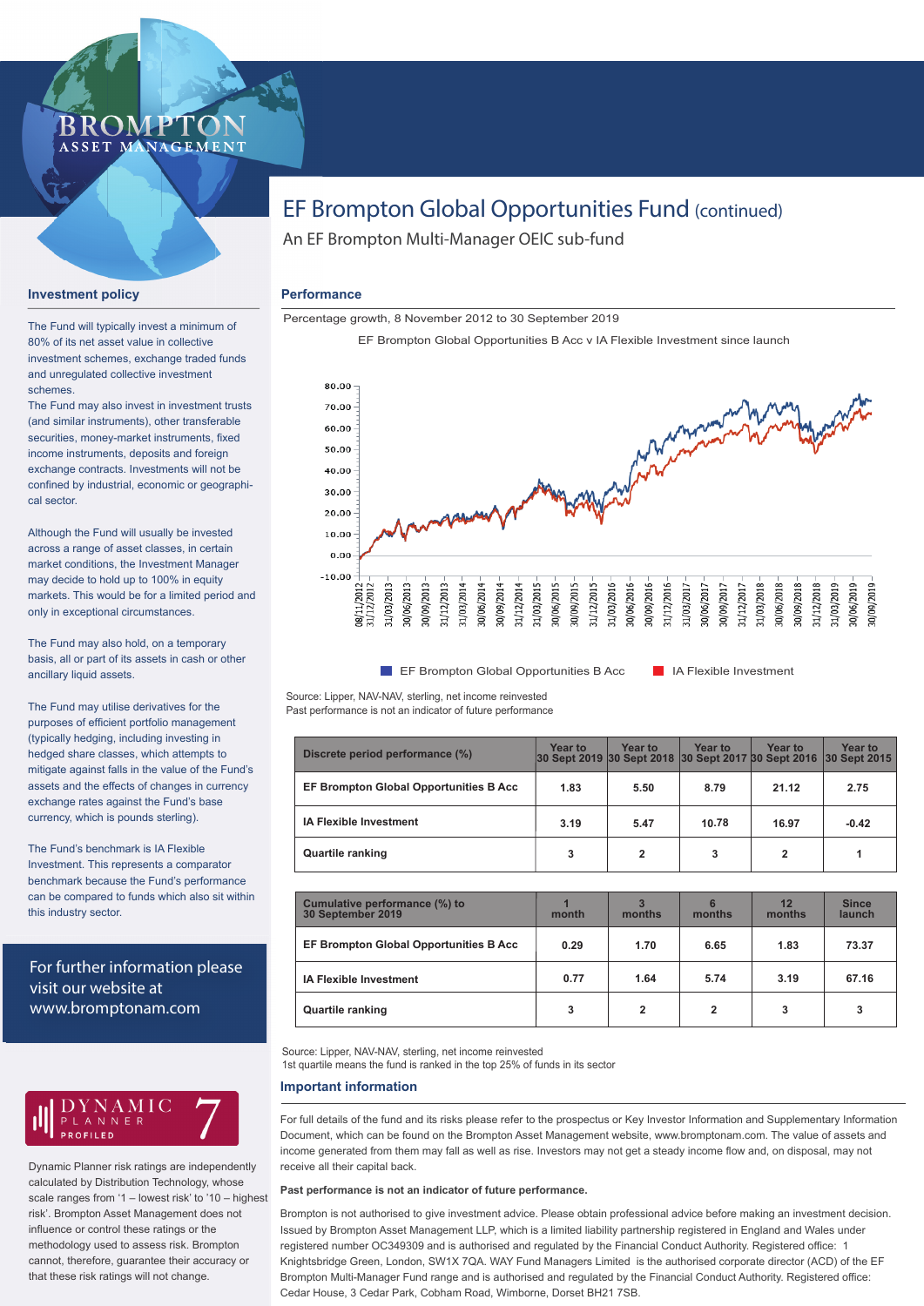BROMPTON
ASSET MANAGEMENT

# EF Brompton Global Opportunities Fund (continued)

An EF Brompton Multi-Manager OEIC sub-fund

## Investment policy

The Fund will typically invest a minimum of 80% of its net asset value in collective investment schemes, exchange traded funds and unregulated collective investment schemes.

The Fund may also invest in investment trusts (and similar instruments), other transferable securities, money-market instruments, fixed income instruments, deposits and foreign exchange contracts. Investments will not be confined by industrial, economic or geographical sector.

Although the Fund will usually be invested across a range of asset classes, in certain market conditions, the Investment Manager may decide to hold up to 100% in equity markets. This would be for a limited period and only in exceptional circumstances.

The Fund may also hold, on a temporary basis, all or part of its assets in cash or other ancillary liquid assets.

The Fund may utilise derivatives for the purposes of efficient portfolio management (typically hedging, including investing in hedged share classes, which attempts to mitigate against falls in the value of the Fund's assets and the effects of changes in currency exchange rates against the Fund's base currency, which is pounds sterling).

The Fund's benchmark is IA Flexible Investment. This represents a comparator benchmark because the Fund's performance can be compared to funds which also sit within this industry sector.

For further information please visit our website at www.bromptonam.com

DYNAMIC PLANNER PROFILED 7

Dynamic Planner risk ratings are independently calculated by Distribution Technology, whose scale ranges from '1 – lowest risk' to '10 – highest risk'. Brompton Asset Management does not influence or control these ratings or the methodology used to assess risk. Brompton cannot, therefore, guarantee their accuracy or that these risk ratings will not change.

## Performance

Percentage growth, 8 November 2012 to 30 September 2019

EF Brompton Global Opportunities B Acc v IA Flexible Investment since launch

80.00
70.00
60.00
50.00
40.00
30.00
20.00
10.00
0.00
-10.00

08/11/2012, 31/12/2012, 31/03/2013, 30/06/2013, 30/09/2013, 31/12/2013, 31/03/2014, 30/06/2014, 30/09/2014, 31/12/2014, 31/03/2015, 30/06/2015, 30/09/2015, 31/12/2015, 31/03/2016, 30/06/2016, 30/09/2016, 31/12/2016, 31/03/2017, 30/06/2017, 30/09/2017, 31/12/2017, 31/03/2018, 30/06/2018, 30/09/2018, 31/12/2018, 31/03/2019, 30/06/2019, 30/09/2019

EF Brompton Global Opportunities B Acc
IA Flexible Investment

Source: Lipper, NAV-NAV, sterling, net income reinvested
Past performance is not an indicator of future performance

| Discrete period performance (%) | Year to 30 Sept 2019 | Year to 30 Sept 2018 | Year to 30 Sept 2017 | Year to 30 Sept 2016 | Year to 30 Sept 2015 |
|---|---|---|---|---|---|
| EF Brompton Global Opportunities B Acc | 1.83 | 5.50 | 8.79 | 21.12 | 2.75 |
| IA Flexible Investment | 3.19 | 5.47 | 10.78 | 16.97 | -0.42 |
| Quartile ranking | 3 | 2 | 3 | 2 | 1 |

| Cumulative performance (%) to 30 September 2019 | 1 month | 3 months | 6 months | 12 months | Since launch |
|---|---|---|---|---|---|
| EF Brompton Global Opportunities B Acc | 0.29 | 1.70 | 6.65 | 1.83 | 73.37 |
| IA Flexible Investment | 0.77 | 1.64 | 5.74 | 3.19 | 67.16 |
| Quartile ranking | 3 | 2 | 2 | 3 | 3 |

Source: Lipper, NAV-NAV, sterling, net income reinvested
1st quartile means the fund is ranked in the top 25% of funds in its sector

## Important information

For full details of the fund and its risks please refer to the prospectus or Key Investor Information and Supplementary Information Document, which can be found on the Brompton Asset Management website, www.bromptonam.com. The value of assets and income generated from them may fall as well as rise. Investors may not get a steady income flow and, on disposal, may not receive all their capital back.

**Past performance is not an indicator of future performance.**

Brompton is not authorised to give investment advice. Please obtain professional advice before making an investment decision. Issued by Brompton Asset Management LLP, which is a limited liability partnership registered in England and Wales under registered number OC349309 and is authorised and regulated by the Financial Conduct Authority. Registered office: 1 Knightsbridge Green, London, SW1X 7QA. WAY Fund Managers Limited is the authorised corporate director (ACD) of the EF Brompton Multi-Manager Fund range and is authorised and regulated by the Financial Conduct Authority. Registered office: Cedar House, 3 Cedar Park, Cobham Road, Wimborne, Dorset BH21 7SB.